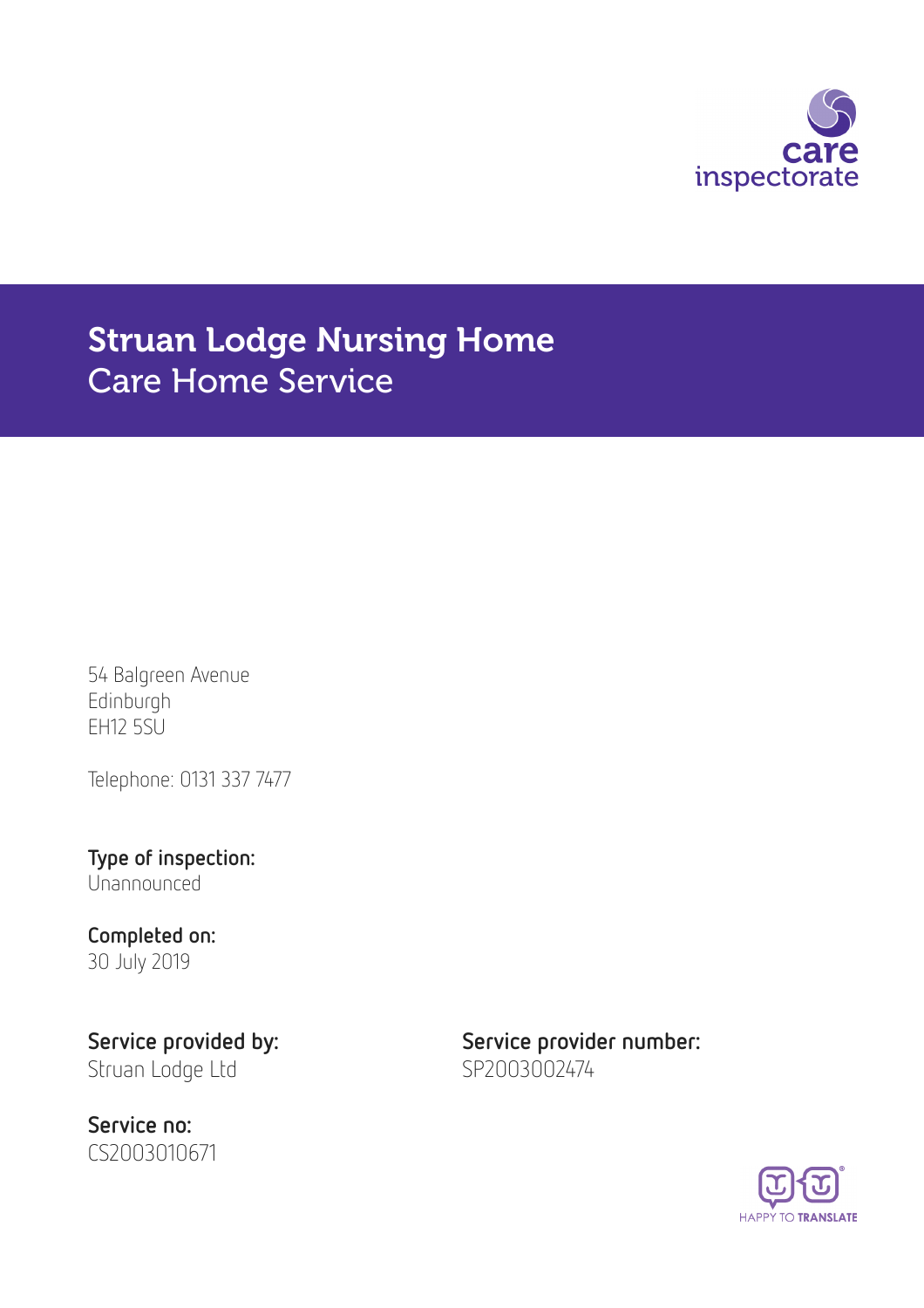care inspectorate

# Struan Lodge Nursing Home
## Care Home Service

54 Balgreen Avenue
Edinburgh
EH12 5SU

Telephone: 0131 337 7477

**Type of inspection:**
Unannounced

**Completed on:**
30 July 2019

**Service provided by:**
Struan Lodge Ltd

**Service provider number:**
SP2003002474

**Service no:**
CS2003010671

HAPPY TO TRANSLATE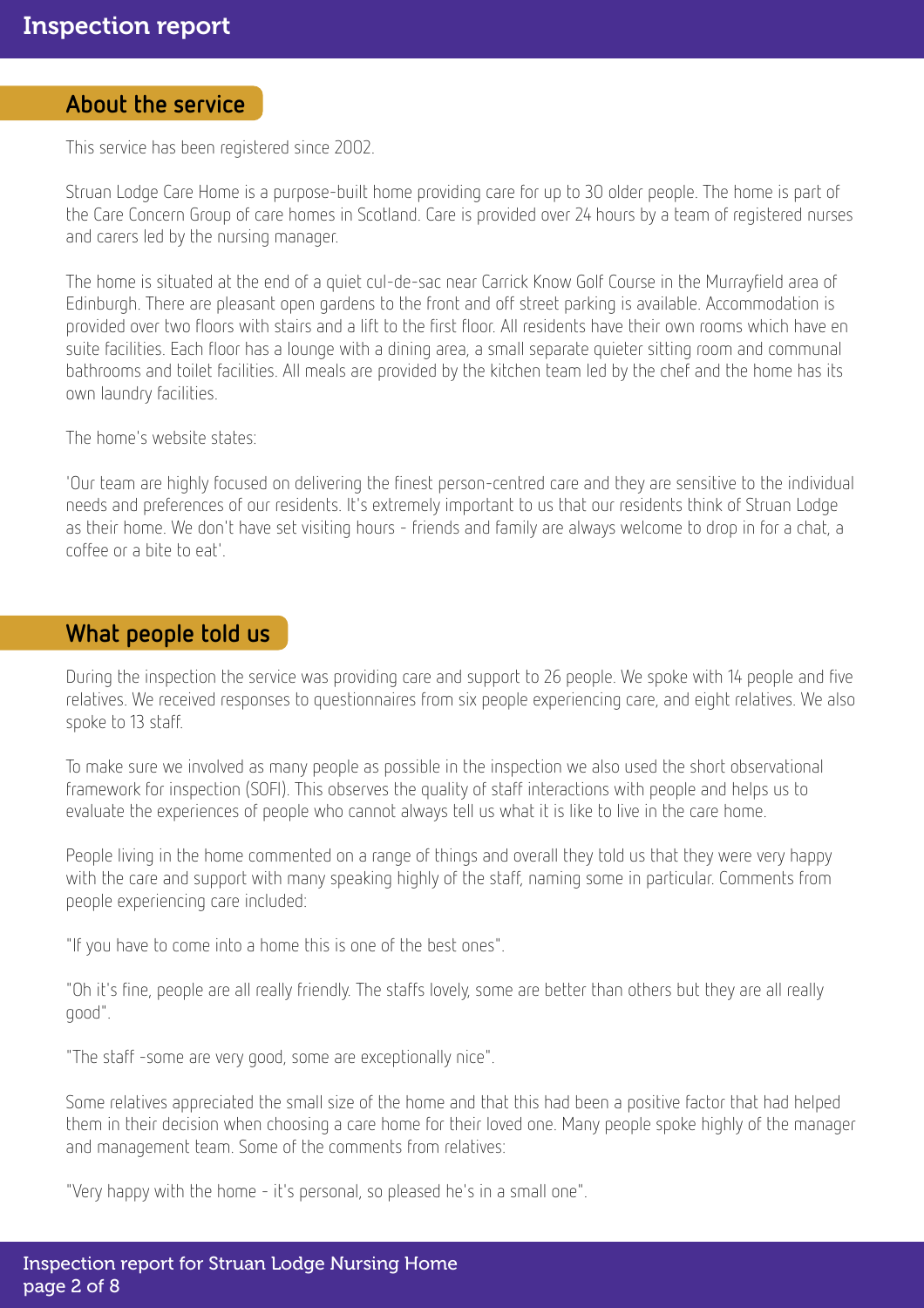## About the service

This service has been registered since 2002.

Struan Lodge Care Home is a purpose-built home providing care for up to 30 older people. The home is part of the Care Concern Group of care homes in Scotland. Care is provided over 24 hours by a team of registered nurses and carers led by the nursing manager.

The home is situated at the end of a quiet cul-de-sac near Carrick Know Golf Course in the Murrayfield area of Edinburgh. There are pleasant open gardens to the front and off street parking is available. Accommodation is provided over two floors with stairs and a lift to the first floor. All residents have their own rooms which have en suite facilities. Each floor has a lounge with a dining area, a small separate quieter sitting room and communal bathrooms and toilet facilities. All meals are provided by the kitchen team led by the chef and the home has its own laundry facilities.

The home's website states:

'Our team are highly focused on delivering the finest person-centred care and they are sensitive to the individual needs and preferences of our residents. It's extremely important to us that our residents think of Struan Lodge as their home. We don't have set visiting hours - friends and family are always welcome to drop in for a chat, a coffee or a bite to eat'.

## What people told us

During the inspection the service was providing care and support to 26 people. We spoke with 14 people and five relatives. We received responses to questionnaires from six people experiencing care, and eight relatives. We also spoke to 13 staff.

To make sure we involved as many people as possible in the inspection we also used the short observational framework for inspection (SOFI). This observes the quality of staff interactions with people and helps us to evaluate the experiences of people who cannot always tell us what it is like to live in the care home.

People living in the home commented on a range of things and overall they told us that they were very happy with the care and support with many speaking highly of the staff, naming some in particular. Comments from people experiencing care included:

"If you have to come into a home this is one of the best ones".

"Oh it's fine, people are all really friendly. The staffs lovely, some are better than others but they are all really good".

"The staff -some are very good, some are exceptionally nice".

Some relatives appreciated the small size of the home and that this had been a positive factor that had helped them in their decision when choosing a care home for their loved one. Many people spoke highly of the manager and management team. Some of the comments from relatives:

"Very happy with the home - it's personal, so pleased he's in a small one".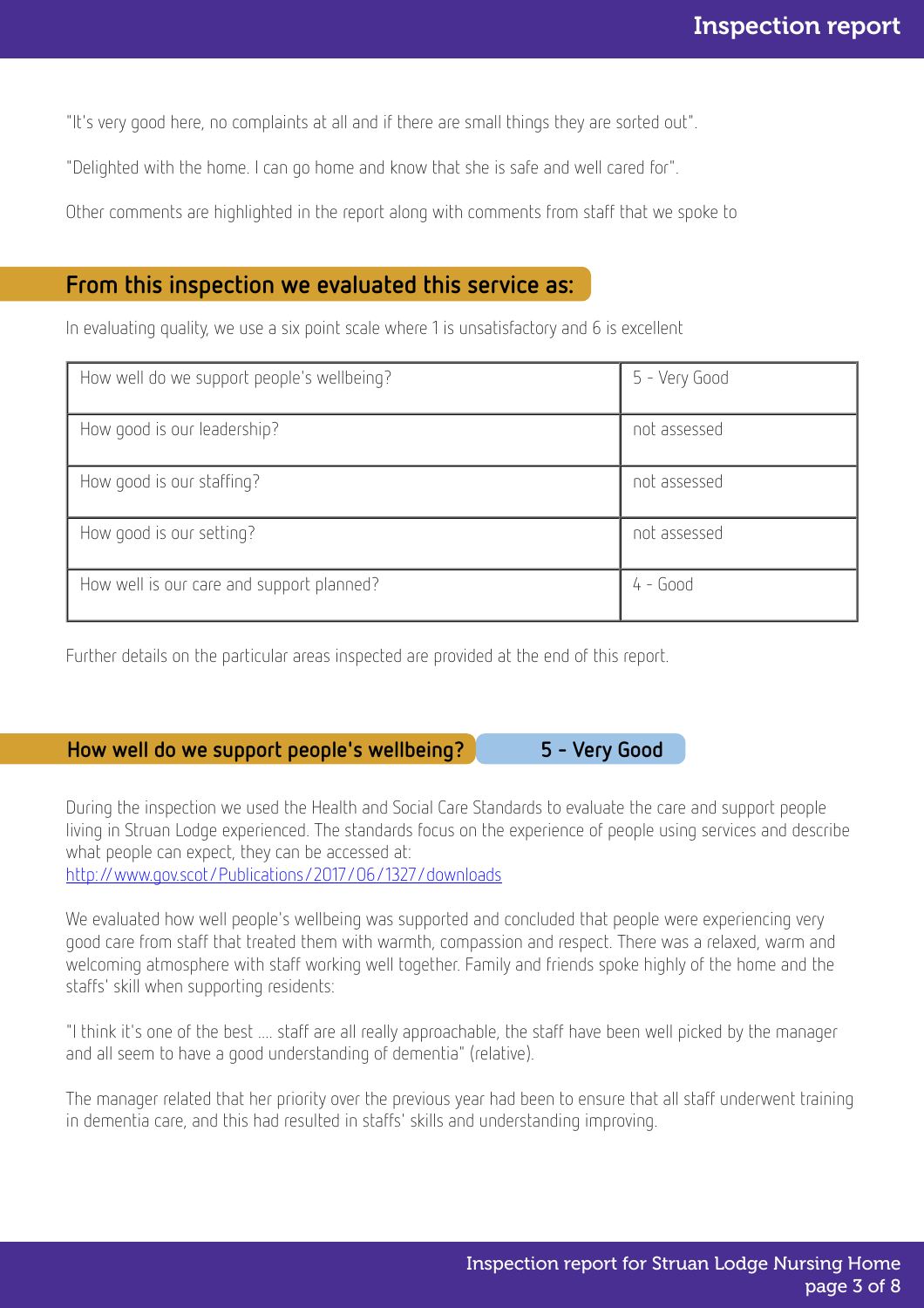"It's very good here, no complaints at all and if there are small things they are sorted out".

"Delighted with the home. I can go home and know that she is safe and well cared for".

Other comments are highlighted in the report along with comments from staff that we spoke to

## From this inspection we evaluated this service as:

In evaluating quality, we use a six point scale where 1 is unsatisfactory and 6 is excellent

| | |
|---|---|
| How well do we support people's wellbeing? | 5 - Very Good |
| How good is our leadership? | not assessed |
| How good is our staffing? | not assessed |
| How good is our setting? | not assessed |
| How well is our care and support planned? | 4 - Good |

Further details on the particular areas inspected are provided at the end of this report.

## How well do we support people's wellbeing? 5 - Very Good

During the inspection we used the Health and Social Care Standards to evaluate the care and support people living in Struan Lodge experienced. The standards focus on the experience of people using services and describe what people can expect, they can be accessed at:
http://www.gov.scot/Publications/2017/06/1327/downloads

We evaluated how well people's wellbeing was supported and concluded that people were experiencing very good care from staff that treated them with warmth, compassion and respect. There was a relaxed, warm and welcoming atmosphere with staff working well together. Family and friends spoke highly of the home and the staffs' skill when supporting residents:

"I think it's one of the best .... staff are all really approachable, the staff have been well picked by the manager and all seem to have a good understanding of dementia" (relative).

The manager related that her priority over the previous year had been to ensure that all staff underwent training in dementia care, and this had resulted in staffs' skills and understanding improving.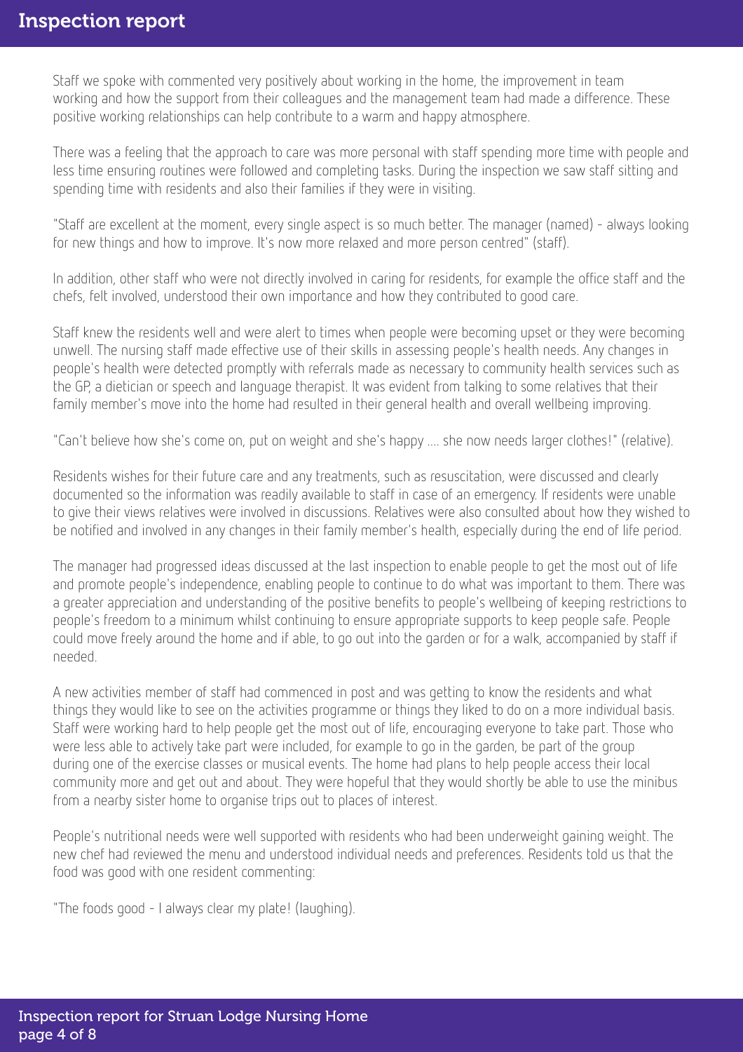Staff we spoke with commented very positively about working in the home, the improvement in team working and how the support from their colleagues and the management team had made a difference. These positive working relationships can help contribute to a warm and happy atmosphere.

There was a feeling that the approach to care was more personal with staff spending more time with people and less time ensuring routines were followed and completing tasks. During the inspection we saw staff sitting and spending time with residents and also their families if they were in visiting.

"Staff are excellent at the moment, every single aspect is so much better. The manager (named) - always looking for new things and how to improve. It's now more relaxed and more person centred" (staff).

In addition, other staff who were not directly involved in caring for residents, for example the office staff and the chefs, felt involved, understood their own importance and how they contributed to good care.

Staff knew the residents well and were alert to times when people were becoming upset or they were becoming unwell. The nursing staff made effective use of their skills in assessing people's health needs. Any changes in people's health were detected promptly with referrals made as necessary to community health services such as the GP, a dietician or speech and language therapist. It was evident from talking to some relatives that their family member's move into the home had resulted in their general health and overall wellbeing improving.

"Can't believe how she's come on, put on weight and she's happy .... she now needs larger clothes!" (relative).

Residents wishes for their future care and any treatments, such as resuscitation, were discussed and clearly documented so the information was readily available to staff in case of an emergency. If residents were unable to give their views relatives were involved in discussions. Relatives were also consulted about how they wished to be notified and involved in any changes in their family member's health, especially during the end of life period.

The manager had progressed ideas discussed at the last inspection to enable people to get the most out of life and promote people's independence, enabling people to continue to do what was important to them. There was a greater appreciation and understanding of the positive benefits to people's wellbeing of keeping restrictions to people's freedom to a minimum whilst continuing to ensure appropriate supports to keep people safe. People could move freely around the home and if able, to go out into the garden or for a walk, accompanied by staff if needed.

A new activities member of staff had commenced in post and was getting to know the residents and what things they would like to see on the activities programme or things they liked to do on a more individual basis. Staff were working hard to help people get the most out of life, encouraging everyone to take part. Those who were less able to actively take part were included, for example to go in the garden, be part of the group during one of the exercise classes or musical events. The home had plans to help people access their local community more and get out and about. They were hopeful that they would shortly be able to use the minibus from a nearby sister home to organise trips out to places of interest.

People's nutritional needs were well supported with residents who had been underweight gaining weight. The new chef had reviewed the menu and understood individual needs and preferences. Residents told us that the food was good with one resident commenting:

"The foods good - I always clear my plate! (laughing).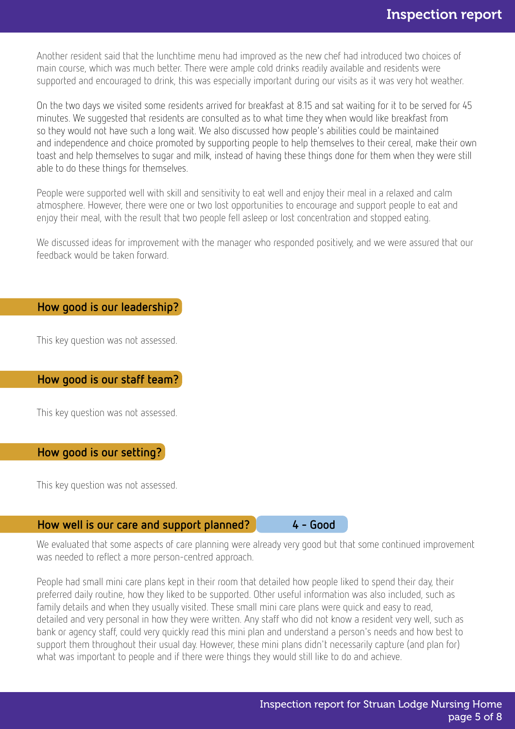Another resident said that the lunchtime menu had improved as the new chef had introduced two choices of main course, which was much better. There were ample cold drinks readily available and residents were supported and encouraged to drink, this was especially important during our visits as it was very hot weather.

On the two days we visited some residents arrived for breakfast at 8.15 and sat waiting for it to be served for 45 minutes. We suggested that residents are consulted as to what time they when would like breakfast from so they would not have such a long wait. We also discussed how people's abilities could be maintained and independence and choice promoted by supporting people to help themselves to their cereal, make their own toast and help themselves to sugar and milk, instead of having these things done for them when they were still able to do these things for themselves.

People were supported well with skill and sensitivity to eat well and enjoy their meal in a relaxed and calm atmosphere. However, there were one or two lost opportunities to encourage and support people to eat and enjoy their meal, with the result that two people fell asleep or lost concentration and stopped eating.

We discussed ideas for improvement with the manager who responded positively, and we were assured that our feedback would be taken forward.

## How good is our leadership?

This key question was not assessed.

## How good is our staff team?

This key question was not assessed.

## How good is our setting?

This key question was not assessed.

## How well is our care and support planned? 4 - Good

We evaluated that some aspects of care planning were already very good but that some continued improvement was needed to reflect a more person-centred approach.

People had small mini care plans kept in their room that detailed how people liked to spend their day, their preferred daily routine, how they liked to be supported. Other useful information was also included, such as family details and when they usually visited. These small mini care plans were quick and easy to read, detailed and very personal in how they were written. Any staff who did not know a resident very well, such as bank or agency staff, could very quickly read this mini plan and understand a person's needs and how best to support them throughout their usual day. However, these mini plans didn't necessarily capture (and plan for) what was important to people and if there were things they would still like to do and achieve.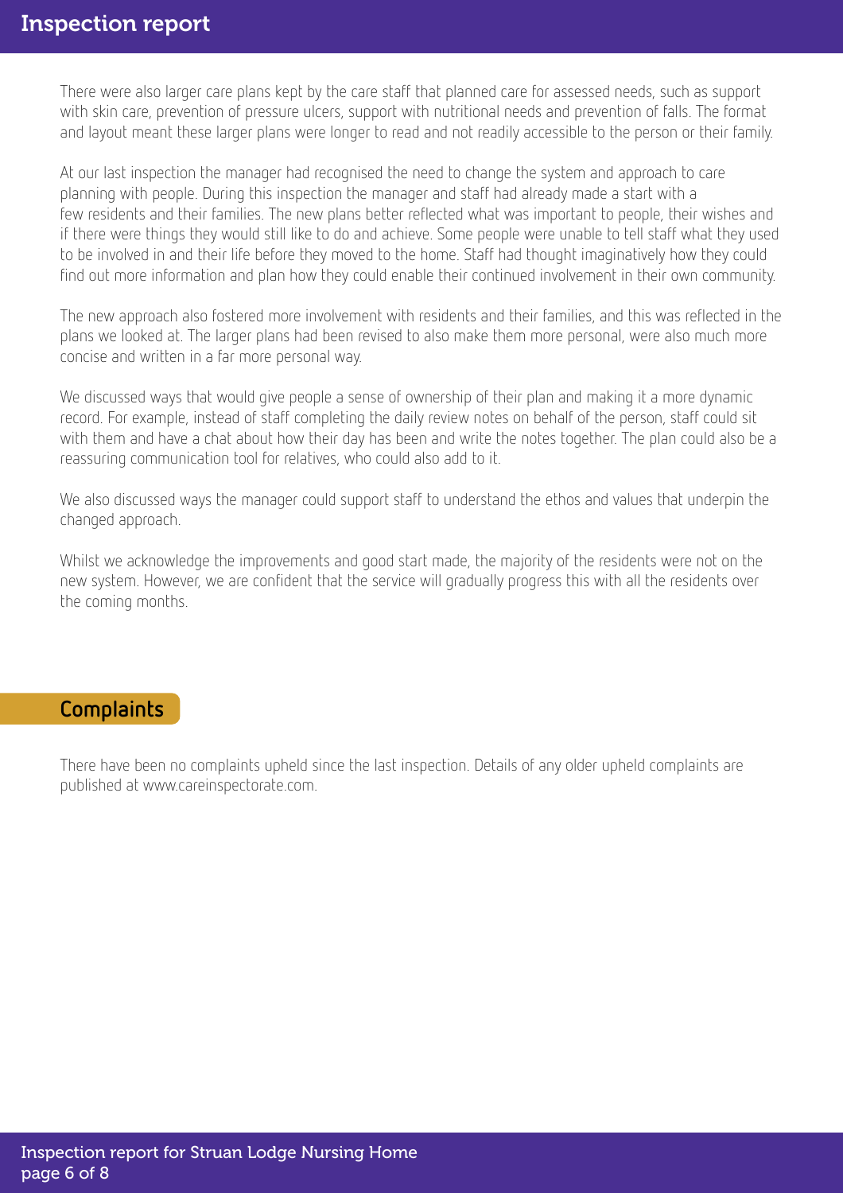There were also larger care plans kept by the care staff that planned care for assessed needs, such as support with skin care, prevention of pressure ulcers, support with nutritional needs and prevention of falls. The format and layout meant these larger plans were longer to read and not readily accessible to the person or their family.

At our last inspection the manager had recognised the need to change the system and approach to care planning with people. During this inspection the manager and staff had already made a start with a few residents and their families. The new plans better reflected what was important to people, their wishes and if there were things they would still like to do and achieve. Some people were unable to tell staff what they used to be involved in and their life before they moved to the home. Staff had thought imaginatively how they could find out more information and plan how they could enable their continued involvement in their own community.

The new approach also fostered more involvement with residents and their families, and this was reflected in the plans we looked at. The larger plans had been revised to also make them more personal, were also much more concise and written in a far more personal way.

We discussed ways that would give people a sense of ownership of their plan and making it a more dynamic record. For example, instead of staff completing the daily review notes on behalf of the person, staff could sit with them and have a chat about how their day has been and write the notes together. The plan could also be a reassuring communication tool for relatives, who could also add to it.

We also discussed ways the manager could support staff to understand the ethos and values that underpin the changed approach.

Whilst we acknowledge the improvements and good start made, the majority of the residents were not on the new system. However, we are confident that the service will gradually progress this with all the residents over the coming months.

## Complaints

There have been no complaints upheld since the last inspection. Details of any older upheld complaints are published at www.careinspectorate.com.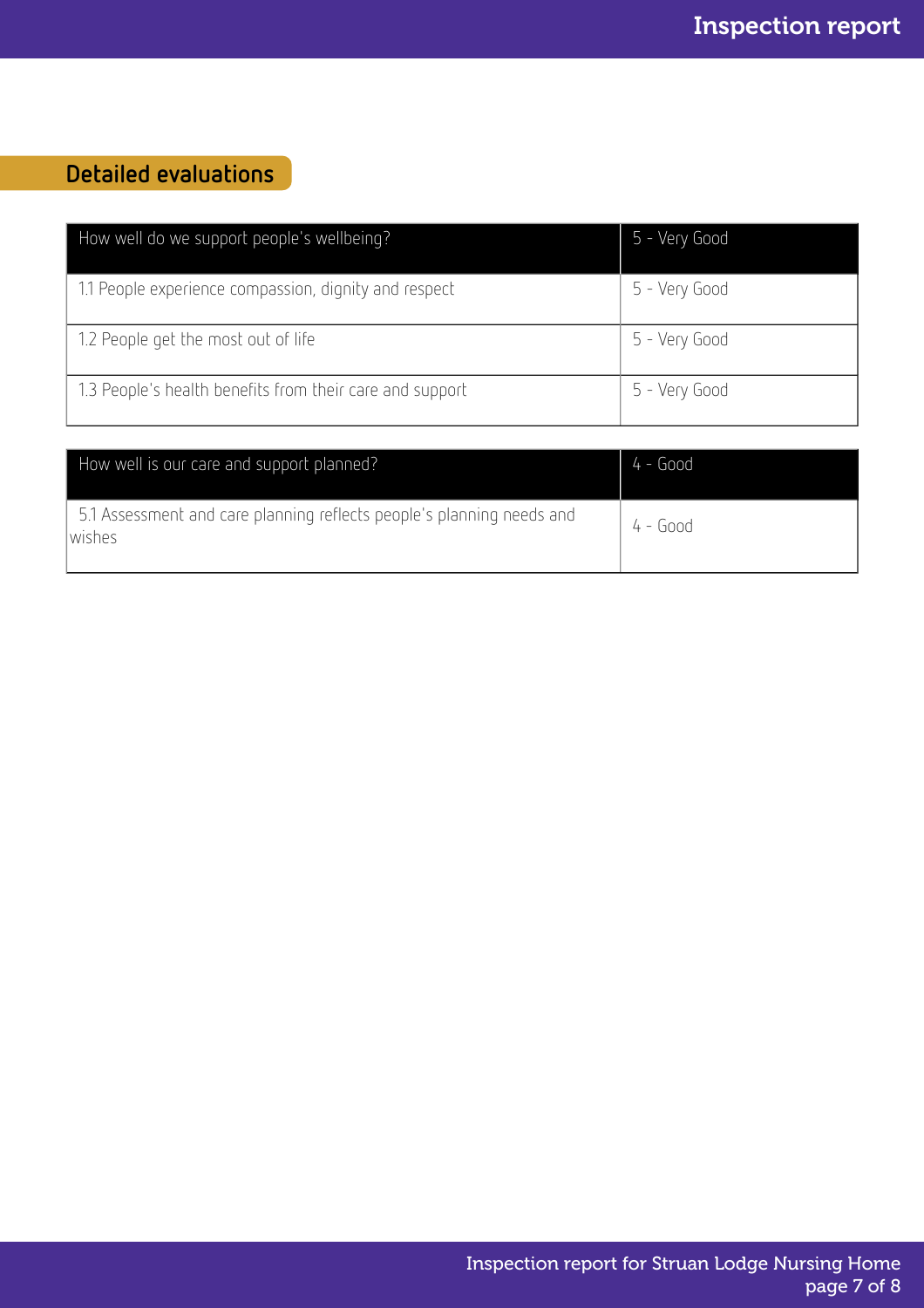## Detailed evaluations

| How well do we support people's wellbeing? | 5 - Very Good |
| --- | --- |
| 1.1 People experience compassion, dignity and respect | 5 - Very Good |
| 1.2 People get the most out of life | 5 - Very Good |
| 1.3 People's health benefits from their care and support | 5 - Very Good |

| How well is our care and support planned? | 4 - Good |
| --- | --- |
| 5.1 Assessment and care planning reflects people's planning needs and wishes | 4 - Good |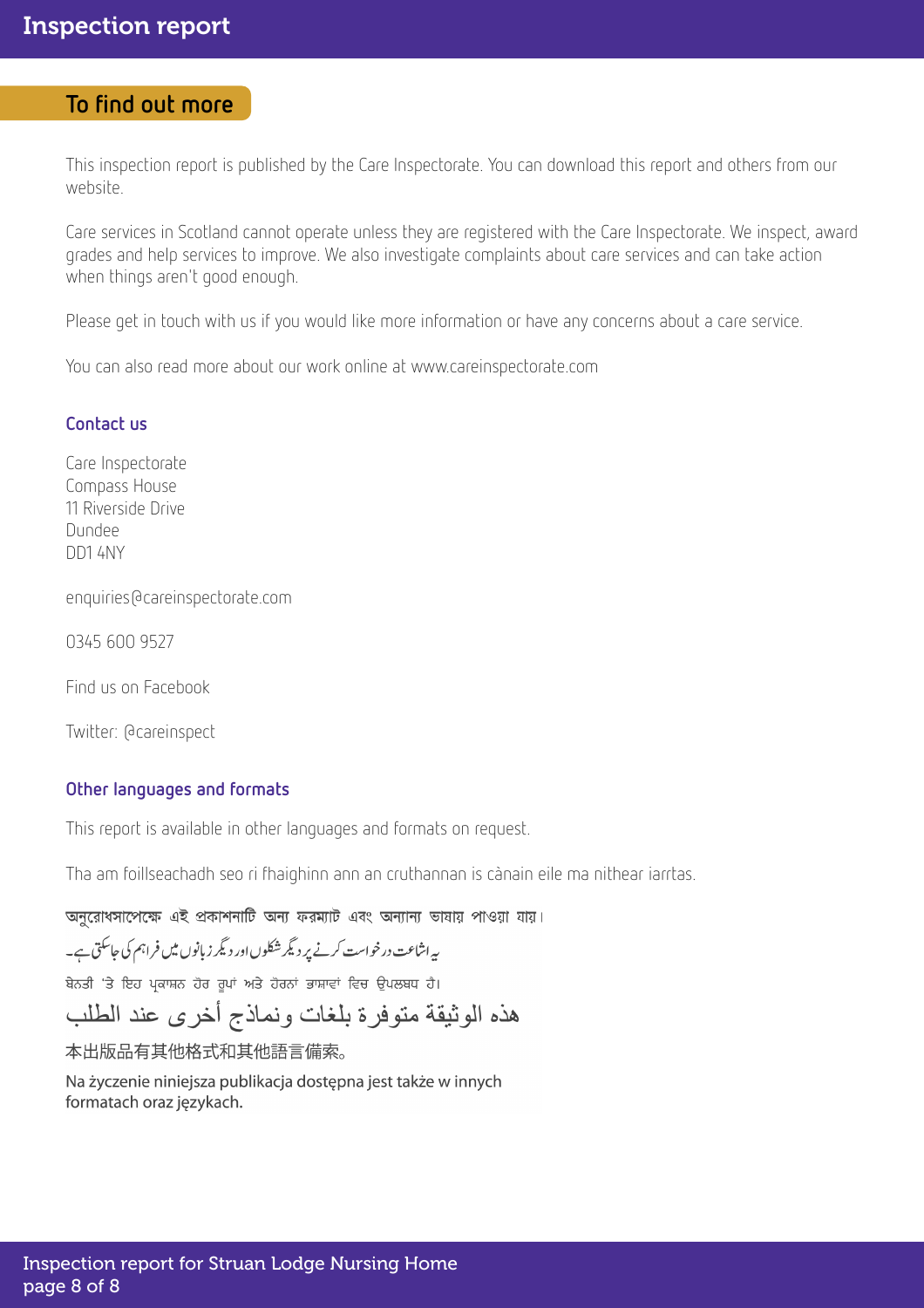## To find out more

This inspection report is published by the Care Inspectorate. You can download this report and others from our website.

Care services in Scotland cannot operate unless they are registered with the Care Inspectorate. We inspect, award grades and help services to improve. We also investigate complaints about care services and can take action when things aren't good enough.

Please get in touch with us if you would like more information or have any concerns about a care service.

You can also read more about our work online at www.careinspectorate.com

### Contact us

Care Inspectorate
Compass House
11 Riverside Drive
Dundee
DD1 4NY

enquiries@careinspectorate.com

0345 600 9527

Find us on Facebook

Twitter: @careinspect

### Other languages and formats

This report is available in other languages and formats on request.

Tha am foillseachadh seo ri fhaighinn ann an cruthannan is cànain eile ma nithear iarrtas.

অনুরোধসাপেক্ষে এই প্রকাশনাটি অন্য ফরম্যাট এবং অন্যান্য ভাষায় পাওয়া যায়।

یہ اشاعت درخواست کرنے پر دیگر شکلوں اور دیگر زبانوں میں فراہم کی جاسکتی ہے۔

ਬੇਨਤੀ 'ਤੇ ਇਹ ਪ੍ਰਕਾਸ਼ਨ ਹੋਰ ਰੂਪਾਂ ਅਤੇ ਹੋਰਨਾਂ ਭਾਸ਼ਾਵਾਂ ਵਿਚ ਉਪਲਬਧ ਹੈ।

هذه الوثيقة متوفرة بلغات ونماذج أخرى عند الطلب

本出版品有其他格式和其他語言備索。

Na życzenie niniejsza publikacja dostępna jest także w innych formatach oraz językach.